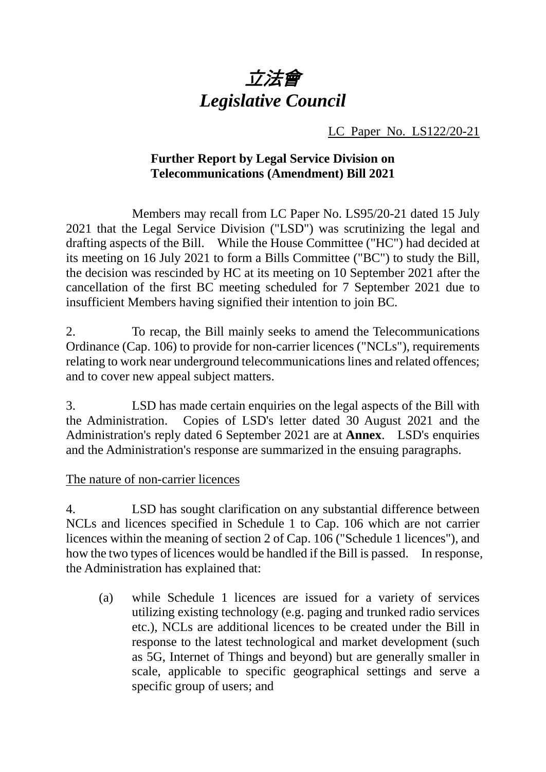# *立法會*
# *Legislative Council*

LC Paper No. LS122/20-21

**Further Report by Legal Service Division on Telecommunications (Amendment) Bill 2021**

Members may recall from LC Paper No. LS95/20-21 dated 15 July 2021 that the Legal Service Division ("LSD") was scrutinizing the legal and drafting aspects of the Bill. While the House Committee ("HC") had decided at its meeting on 16 July 2021 to form a Bills Committee ("BC") to study the Bill, the decision was rescinded by HC at its meeting on 10 September 2021 after the cancellation of the first BC meeting scheduled for 7 September 2021 due to insufficient Members having signified their intention to join BC.

2. To recap, the Bill mainly seeks to amend the Telecommunications Ordinance (Cap. 106) to provide for non-carrier licences ("NCLs"), requirements relating to work near underground telecommunications lines and related offences; and to cover new appeal subject matters.

3. LSD has made certain enquiries on the legal aspects of the Bill with the Administration. Copies of LSD's letter dated 30 August 2021 and the Administration's reply dated 6 September 2021 are at **Annex**. LSD's enquiries and the Administration's response are summarized in the ensuing paragraphs.

The nature of non-carrier licences

4. LSD has sought clarification on any substantial difference between NCLs and licences specified in Schedule 1 to Cap. 106 which are not carrier licences within the meaning of section 2 of Cap. 106 ("Schedule 1 licences"), and how the two types of licences would be handled if the Bill is passed. In response, the Administration has explained that:

(a) while Schedule 1 licences are issued for a variety of services utilizing existing technology (e.g. paging and trunked radio services etc.), NCLs are additional licences to be created under the Bill in response to the latest technological and market development (such as 5G, Internet of Things and beyond) but are generally smaller in scale, applicable to specific geographical settings and serve a specific group of users; and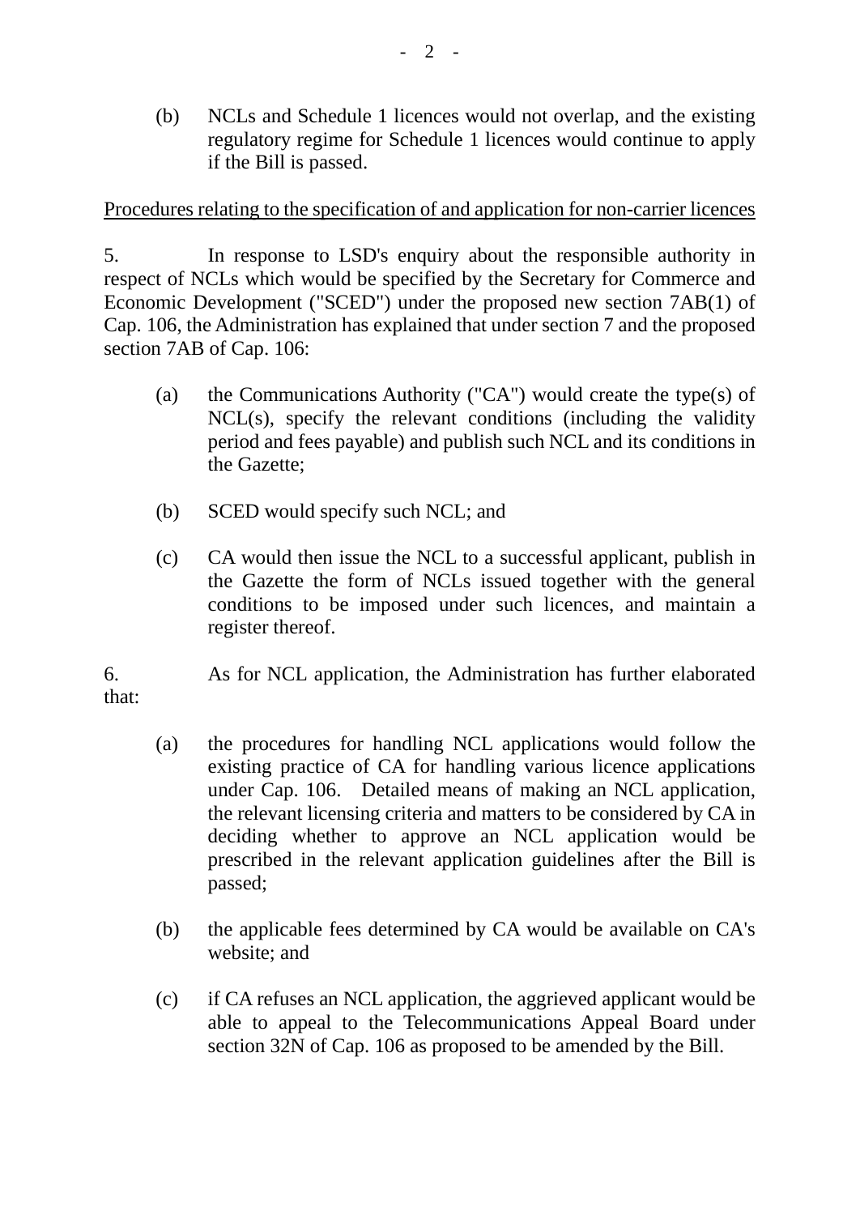(b) NCLs and Schedule 1 licences would not overlap, and the existing regulatory regime for Schedule 1 licences would continue to apply if the Bill is passed.

<u>Procedures relating to the specification of and application for non-carrier licences</u>

5. In response to LSD's enquiry about the responsible authority in respect of NCLs which would be specified by the Secretary for Commerce and Economic Development ("SCED") under the proposed new section 7AB(1) of Cap. 106, the Administration has explained that under section 7 and the proposed section 7AB of Cap. 106:

(a) the Communications Authority ("CA") would create the type(s) of NCL(s), specify the relevant conditions (including the validity period and fees payable) and publish such NCL and its conditions in the Gazette;

(b) SCED would specify such NCL; and

(c) CA would then issue the NCL to a successful applicant, publish in the Gazette the form of NCLs issued together with the general conditions to be imposed under such licences, and maintain a register thereof.

6. As for NCL application, the Administration has further elaborated that:

(a) the procedures for handling NCL applications would follow the existing practice of CA for handling various licence applications under Cap. 106. Detailed means of making an NCL application, the relevant licensing criteria and matters to be considered by CA in deciding whether to approve an NCL application would be prescribed in the relevant application guidelines after the Bill is passed;

(b) the applicable fees determined by CA would be available on CA's website; and

(c) if CA refuses an NCL application, the aggrieved applicant would be able to appeal to the Telecommunications Appeal Board under section 32N of Cap. 106 as proposed to be amended by the Bill.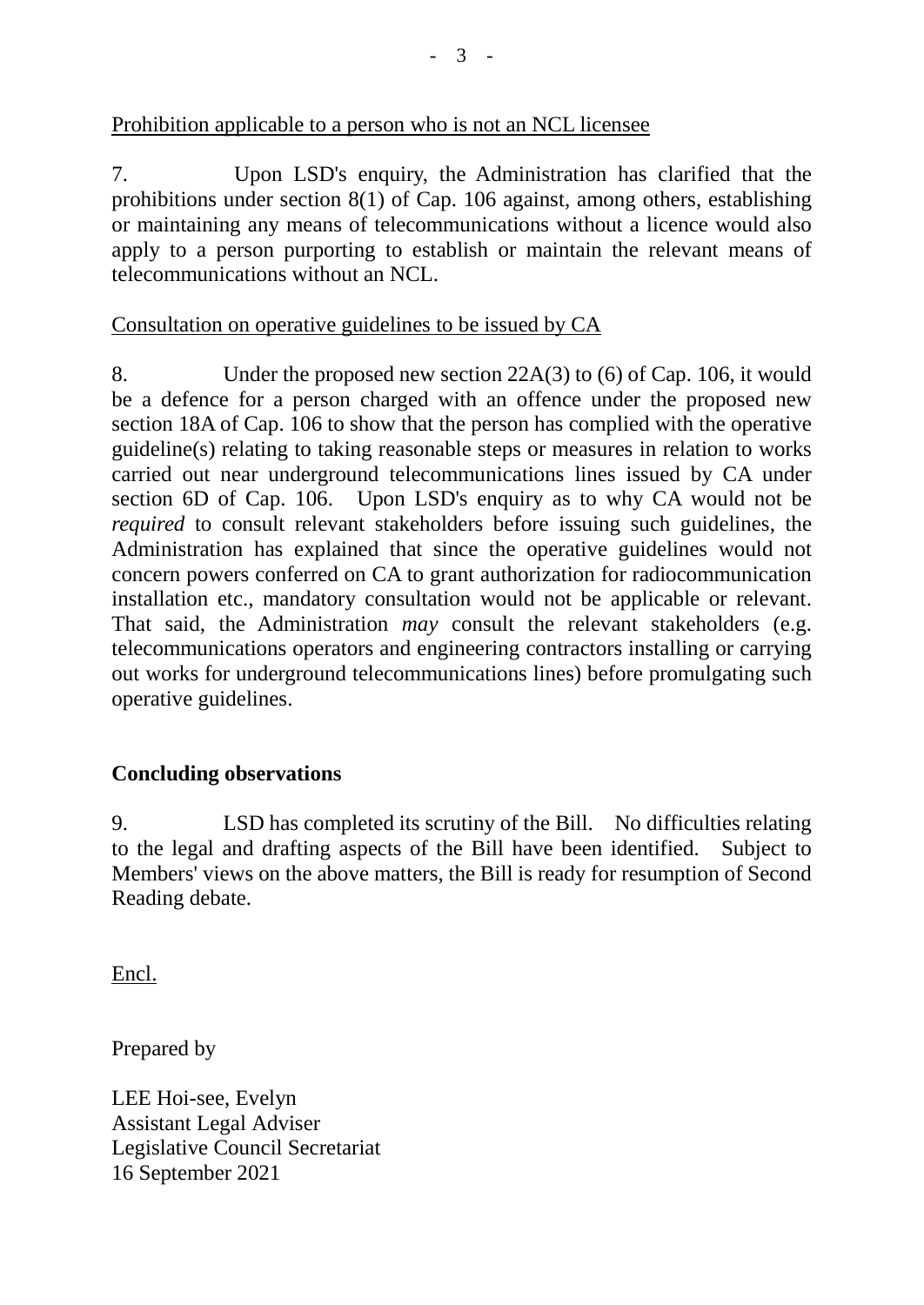<u>Prohibition applicable to a person who is not an NCL licensee</u>

7. Upon LSD's enquiry, the Administration has clarified that the prohibitions under section 8(1) of Cap. 106 against, among others, establishing or maintaining any means of telecommunications without a licence would also apply to a person purporting to establish or maintain the relevant means of telecommunications without an NCL.

<u>Consultation on operative guidelines to be issued by CA</u>

8. Under the proposed new section 22A(3) to (6) of Cap. 106, it would be a defence for a person charged with an offence under the proposed new section 18A of Cap. 106 to show that the person has complied with the operative guideline(s) relating to taking reasonable steps or measures in relation to works carried out near underground telecommunications lines issued by CA under section 6D of Cap. 106. Upon LSD's enquiry as to why CA would not be *required* to consult relevant stakeholders before issuing such guidelines, the Administration has explained that since the operative guidelines would not concern powers conferred on CA to grant authorization for radiocommunication installation etc., mandatory consultation would not be applicable or relevant. That said, the Administration *may* consult the relevant stakeholders (e.g. telecommunications operators and engineering contractors installing or carrying out works for underground telecommunications lines) before promulgating such operative guidelines.

**Concluding observations**

9. LSD has completed its scrutiny of the Bill. No difficulties relating to the legal and drafting aspects of the Bill have been identified. Subject to Members' views on the above matters, the Bill is ready for resumption of Second Reading debate.

<u>Encl.</u>

Prepared by

LEE Hoi-see, Evelyn
Assistant Legal Adviser
Legislative Council Secretariat
16 September 2021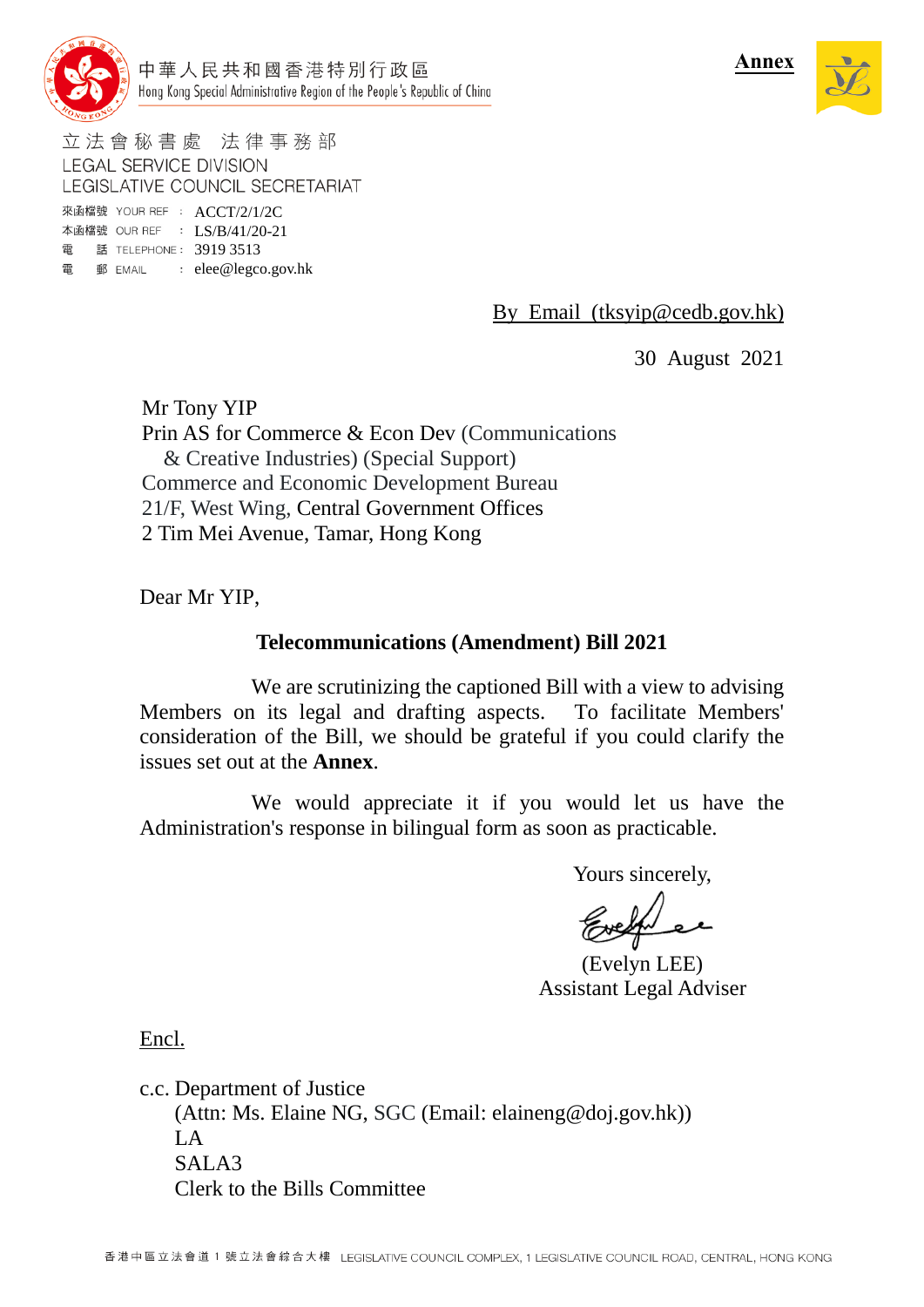**Annex**

中華人民共和國香港特別行政區
Hong Kong Special Administrative Region of the People's Republic of China

立法會秘書處　法律事務部
LEGAL SERVICE DIVISION
LEGISLATIVE COUNCIL SECRETARIAT

來函檔號 YOUR REF : ACCT/2/1/2C
本函檔號 OUR REF : LS/B/41/20-21
電　話 TELEPHONE : 3919 3513
電　郵 EMAIL : elee@legco.gov.hk

By Email (tksyip@cedb.gov.hk)

30 August 2021

Mr Tony YIP
Prin AS for Commerce & Econ Dev (Communications & Creative Industries) (Special Support)
Commerce and Economic Development Bureau
21/F, West Wing, Central Government Offices
2 Tim Mei Avenue, Tamar, Hong Kong

Dear Mr YIP,

**Telecommunications (Amendment) Bill 2021**

We are scrutinizing the captioned Bill with a view to advising Members on its legal and drafting aspects. To facilitate Members' consideration of the Bill, we should be grateful if you could clarify the issues set out at the **Annex**.

We would appreciate it if you would let us have the Administration's response in bilingual form as soon as practicable.

Yours sincerely,

(Evelyn LEE)
Assistant Legal Adviser

Encl.

c.c. Department of Justice
(Attn: Ms. Elaine NG, SGC (Email: elaineng@doj.gov.hk))
LA
SALA3
Clerk to the Bills Committee

香港中區立法會道1號立法會綜合大樓 LEGISLATIVE COUNCIL COMPLEX, 1 LEGISLATIVE COUNCIL ROAD, CENTRAL, HONG KONG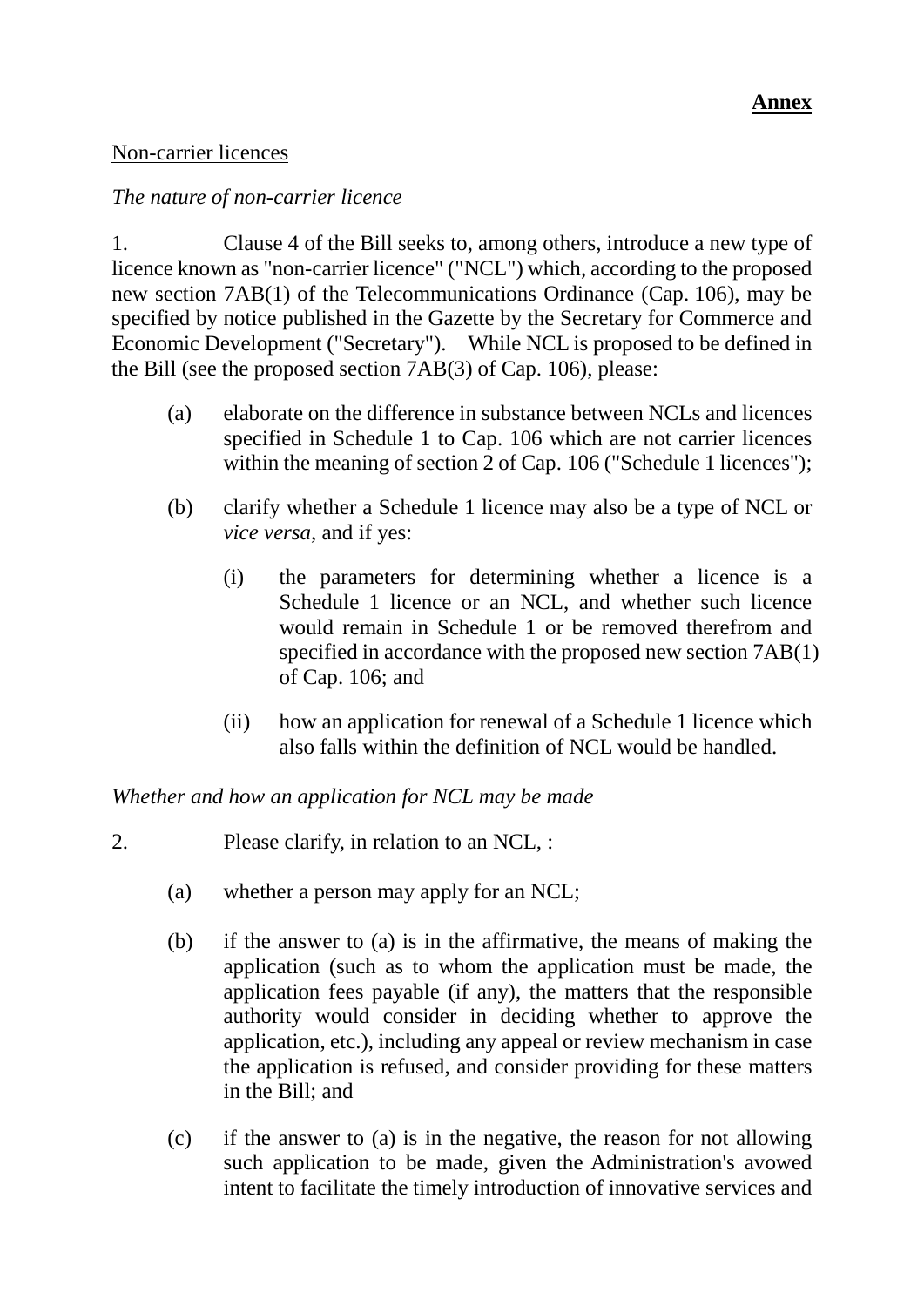**Annex**

<u>Non-carrier licences</u>

*The nature of non-carrier licence*

1. Clause 4 of the Bill seeks to, among others, introduce a new type of licence known as "non-carrier licence" ("NCL") which, according to the proposed new section 7AB(1) of the Telecommunications Ordinance (Cap. 106), may be specified by notice published in the Gazette by the Secretary for Commerce and Economic Development ("Secretary"). While NCL is proposed to be defined in the Bill (see the proposed section 7AB(3) of Cap. 106), please:

   (a) elaborate on the difference in substance between NCLs and licences specified in Schedule 1 to Cap. 106 which are not carrier licences within the meaning of section 2 of Cap. 106 ("Schedule 1 licences");

   (b) clarify whether a Schedule 1 licence may also be a type of NCL or *vice versa*, and if yes:

      (i) the parameters for determining whether a licence is a Schedule 1 licence or an NCL, and whether such licence would remain in Schedule 1 or be removed therefrom and specified in accordance with the proposed new section 7AB(1) of Cap. 106; and

      (ii) how an application for renewal of a Schedule 1 licence which also falls within the definition of NCL would be handled.

*Whether and how an application for NCL may be made*

2. Please clarify, in relation to an NCL, :

   (a) whether a person may apply for an NCL;

   (b) if the answer to (a) is in the affirmative, the means of making the application (such as to whom the application must be made, the application fees payable (if any), the matters that the responsible authority would consider in deciding whether to approve the application, etc.), including any appeal or review mechanism in case the application is refused, and consider providing for these matters in the Bill; and

   (c) if the answer to (a) is in the negative, the reason for not allowing such application to be made, given the Administration's avowed intent to facilitate the timely introduction of innovative services and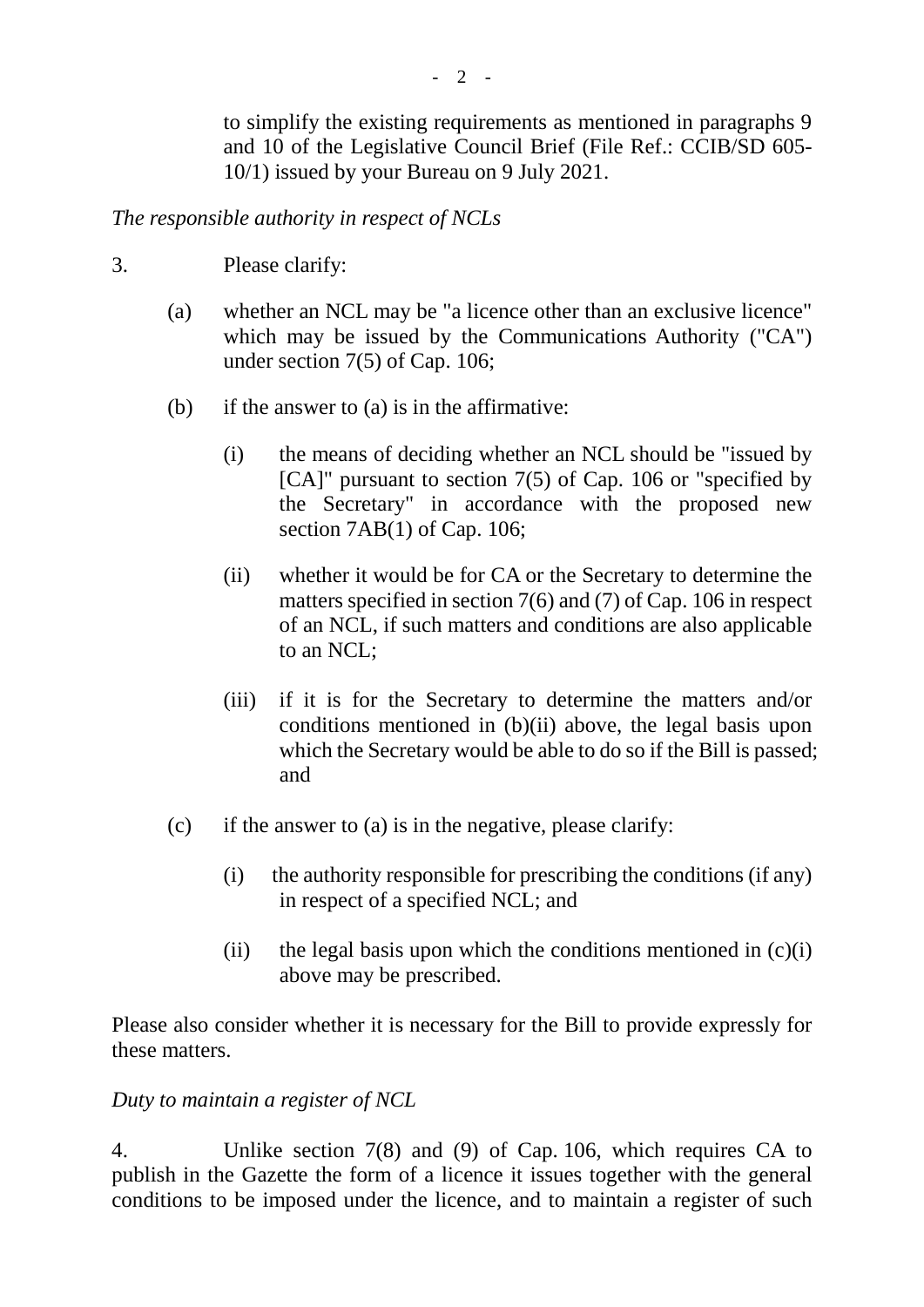to simplify the existing requirements as mentioned in paragraphs 9 and 10 of the Legislative Council Brief (File Ref.: CCIB/SD 605-10/1) issued by your Bureau on 9 July 2021.

*The responsible authority in respect of NCLs*

3. Please clarify:

(a) whether an NCL may be "a licence other than an exclusive licence" which may be issued by the Communications Authority ("CA") under section 7(5) of Cap. 106;

(b) if the answer to (a) is in the affirmative:

  (i) the means of deciding whether an NCL should be "issued by [CA]" pursuant to section 7(5) of Cap. 106 or "specified by the Secretary" in accordance with the proposed new section 7AB(1) of Cap. 106;

  (ii) whether it would be for CA or the Secretary to determine the matters specified in section 7(6) and (7) of Cap. 106 in respect of an NCL, if such matters and conditions are also applicable to an NCL;

  (iii) if it is for the Secretary to determine the matters and/or conditions mentioned in (b)(ii) above, the legal basis upon which the Secretary would be able to do so if the Bill is passed; and

(c) if the answer to (a) is in the negative, please clarify:

  (i) the authority responsible for prescribing the conditions (if any) in respect of a specified NCL; and

  (ii) the legal basis upon which the conditions mentioned in (c)(i) above may be prescribed.

Please also consider whether it is necessary for the Bill to provide expressly for these matters.

*Duty to maintain a register of NCL*

4. Unlike section 7(8) and (9) of Cap. 106, which requires CA to publish in the Gazette the form of a licence it issues together with the general conditions to be imposed under the licence, and to maintain a register of such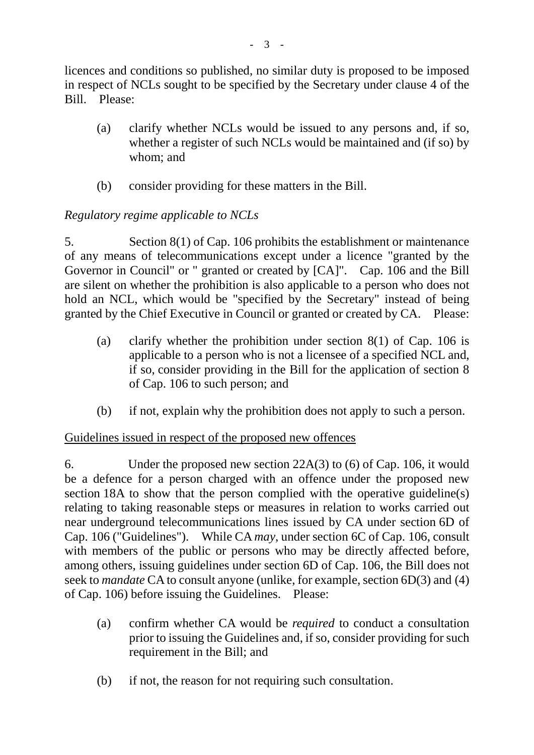licences and conditions so published, no similar duty is proposed to be imposed in respect of NCLs sought to be specified by the Secretary under clause 4 of the Bill. Please:

(a) clarify whether NCLs would be issued to any persons and, if so, whether a register of such NCLs would be maintained and (if so) by whom; and

(b) consider providing for these matters in the Bill.

*Regulatory regime applicable to NCLs*

5. Section 8(1) of Cap. 106 prohibits the establishment or maintenance of any means of telecommunications except under a licence "granted by the Governor in Council" or " granted or created by [CA]". Cap. 106 and the Bill are silent on whether the prohibition is also applicable to a person who does not hold an NCL, which would be "specified by the Secretary" instead of being granted by the Chief Executive in Council or granted or created by CA. Please:

(a) clarify whether the prohibition under section 8(1) of Cap. 106 is applicable to a person who is not a licensee of a specified NCL and, if so, consider providing in the Bill for the application of section 8 of Cap. 106 to such person; and

(b) if not, explain why the prohibition does not apply to such a person.

<u>Guidelines issued in respect of the proposed new offences</u>

6. Under the proposed new section 22A(3) to (6) of Cap. 106, it would be a defence for a person charged with an offence under the proposed new section 18A to show that the person complied with the operative guideline(s) relating to taking reasonable steps or measures in relation to works carried out near underground telecommunications lines issued by CA under section 6D of Cap. 106 ("Guidelines"). While CA *may*, under section 6C of Cap. 106, consult with members of the public or persons who may be directly affected before, among others, issuing guidelines under section 6D of Cap. 106, the Bill does not seek to *mandate* CA to consult anyone (unlike, for example, section 6D(3) and (4) of Cap. 106) before issuing the Guidelines. Please:

(a) confirm whether CA would be *required* to conduct a consultation prior to issuing the Guidelines and, if so, consider providing for such requirement in the Bill; and

(b) if not, the reason for not requiring such consultation.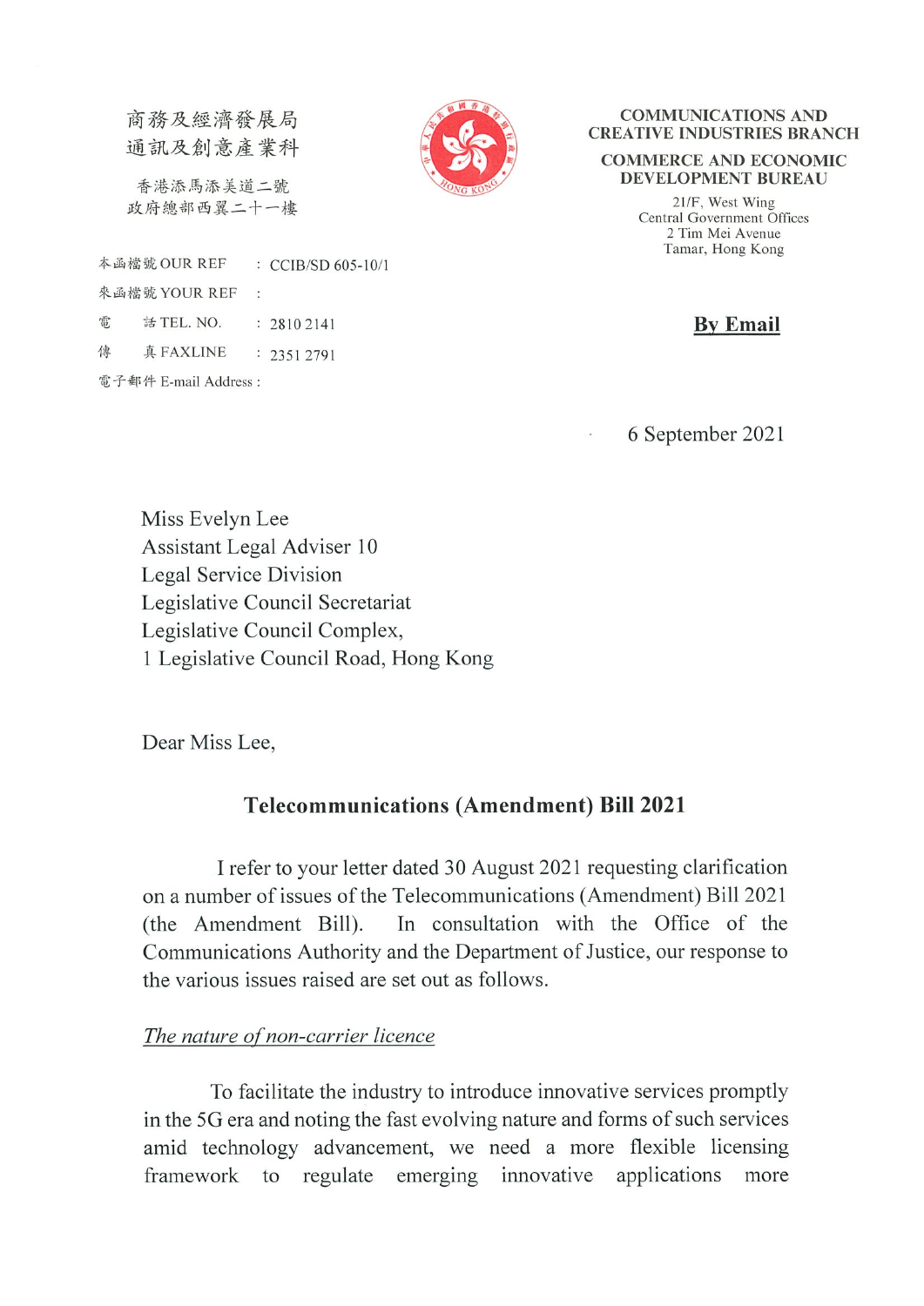商務及經濟發展局
通訊及創意產業科

香港添馬添美道二號
政府總部西翼二十一樓

**COMMUNICATIONS AND CREATIVE INDUSTRIES BRANCH**

**COMMERCE AND ECONOMIC DEVELOPMENT BUREAU**

21/F, West Wing
Central Government Offices
2 Tim Mei Avenue
Tamar, Hong Kong

本函檔號 OUR REF : CCIB/SD 605-10/1
來函檔號 YOUR REF :
電話 TEL. NO. : 2810 2141
傳真 FAXLINE : 2351 2791
電子郵件 E-mail Address :

**By Email**

6 September 2021

Miss Evelyn Lee
Assistant Legal Adviser 10
Legal Service Division
Legislative Council Secretariat
Legislative Council Complex,
1 Legislative Council Road, Hong Kong

Dear Miss Lee,

## Telecommunications (Amendment) Bill 2021

I refer to your letter dated 30 August 2021 requesting clarification on a number of issues of the Telecommunications (Amendment) Bill 2021 (the Amendment Bill). In consultation with the Office of the Communications Authority and the Department of Justice, our response to the various issues raised are set out as follows.

*The nature of non-carrier licence*

To facilitate the industry to introduce innovative services promptly in the 5G era and noting the fast evolving nature and forms of such services amid technology advancement, we need a more flexible licensing framework to regulate emerging innovative applications more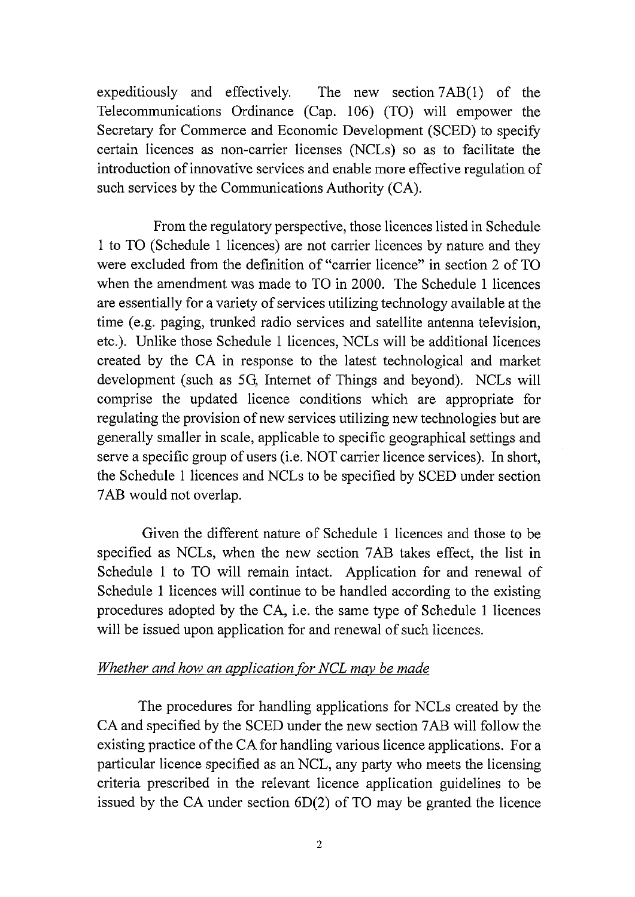expeditiously and effectively. The new section 7AB(1) of the Telecommunications Ordinance (Cap. 106) (TO) will empower the Secretary for Commerce and Economic Development (SCED) to specify certain licences as non-carrier licenses (NCLs) so as to facilitate the introduction of innovative services and enable more effective regulation of such services by the Communications Authority (CA).

From the regulatory perspective, those licences listed in Schedule 1 to TO (Schedule 1 licences) are not carrier licences by nature and they were excluded from the definition of "carrier licence" in section 2 of TO when the amendment was made to TO in 2000. The Schedule 1 licences are essentially for a variety of services utilizing technology available at the time (e.g. paging, trunked radio services and satellite antenna television, etc.). Unlike those Schedule 1 licences, NCLs will be additional licences created by the CA in response to the latest technological and market development (such as 5G, Internet of Things and beyond). NCLs will comprise the updated licence conditions which are appropriate for regulating the provision of new services utilizing new technologies but are generally smaller in scale, applicable to specific geographical settings and serve a specific group of users (i.e. NOT carrier licence services). In short, the Schedule 1 licences and NCLs to be specified by SCED under section 7AB would not overlap.

Given the different nature of Schedule 1 licences and those to be specified as NCLs, when the new section 7AB takes effect, the list in Schedule 1 to TO will remain intact. Application for and renewal of Schedule 1 licences will continue to be handled according to the existing procedures adopted by the CA, i.e. the same type of Schedule 1 licences will be issued upon application for and renewal of such licences.

*Whether and how an application for NCL may be made*

The procedures for handling applications for NCLs created by the CA and specified by the SCED under the new section 7AB will follow the existing practice of the CA for handling various licence applications. For a particular licence specified as an NCL, any party who meets the licensing criteria prescribed in the relevant licence application guidelines to be issued by the CA under section 6D(2) of TO may be granted the licence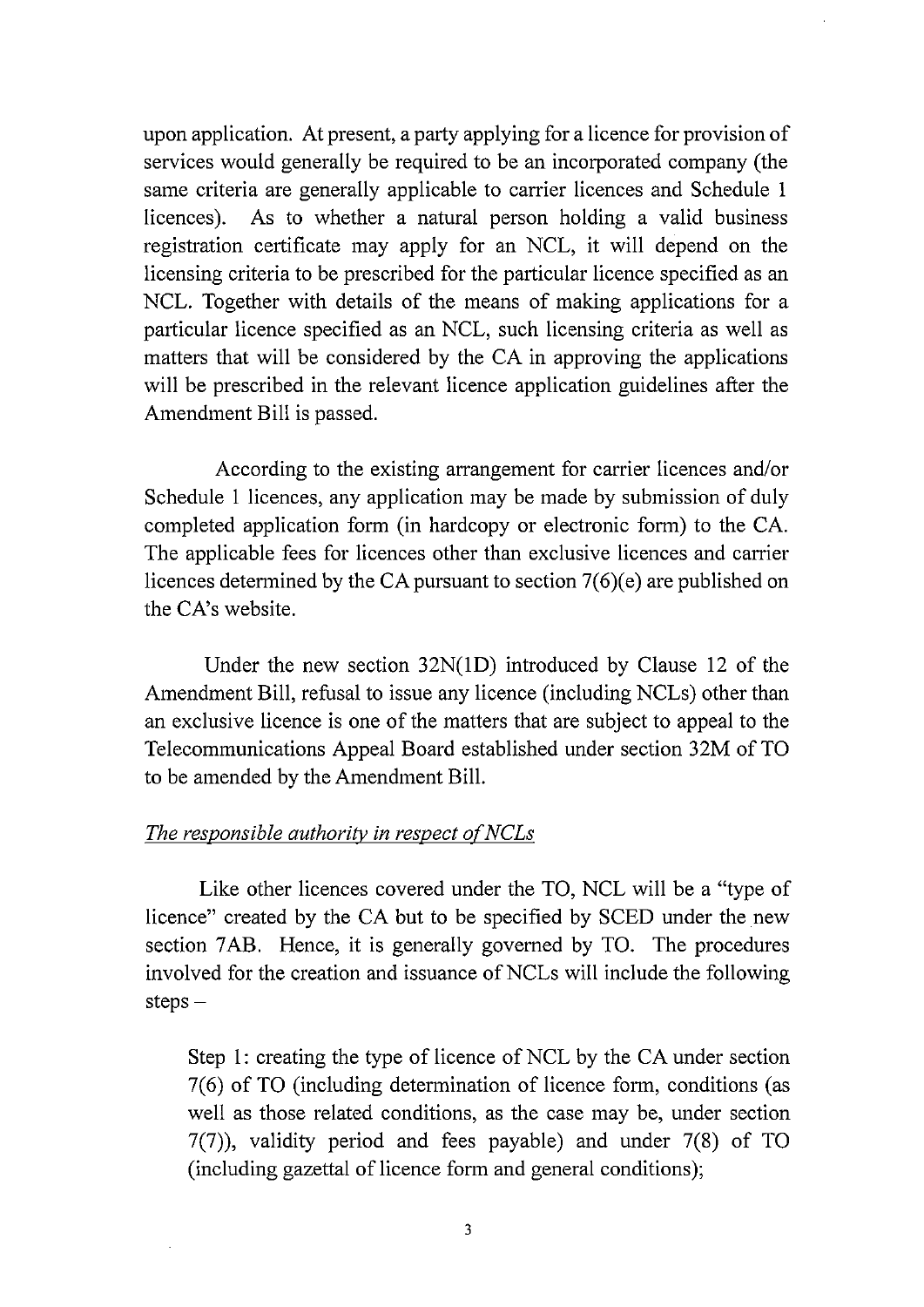upon application. At present, a party applying for a licence for provision of services would generally be required to be an incorporated company (the same criteria are generally applicable to carrier licences and Schedule 1 licences). As to whether a natural person holding a valid business registration certificate may apply for an NCL, it will depend on the licensing criteria to be prescribed for the particular licence specified as an NCL. Together with details of the means of making applications for a particular licence specified as an NCL, such licensing criteria as well as matters that will be considered by the CA in approving the applications will be prescribed in the relevant licence application guidelines after the Amendment Bill is passed.

According to the existing arrangement for carrier licences and/or Schedule 1 licences, any application may be made by submission of duly completed application form (in hardcopy or electronic form) to the CA. The applicable fees for licences other than exclusive licences and carrier licences determined by the CA pursuant to section 7(6)(e) are published on the CA's website.

Under the new section 32N(1D) introduced by Clause 12 of the Amendment Bill, refusal to issue any licence (including NCLs) other than an exclusive licence is one of the matters that are subject to appeal to the Telecommunications Appeal Board established under section 32M of TO to be amended by the Amendment Bill.

*The responsible authority in respect of NCLs*

Like other licences covered under the TO, NCL will be a "type of licence" created by the CA but to be specified by SCED under the new section 7AB. Hence, it is generally governed by TO. The procedures involved for the creation and issuance of NCLs will include the following steps –

Step 1: creating the type of licence of NCL by the CA under section 7(6) of TO (including determination of licence form, conditions (as well as those related conditions, as the case may be, under section 7(7)), validity period and fees payable) and under 7(8) of TO (including gazettal of licence form and general conditions);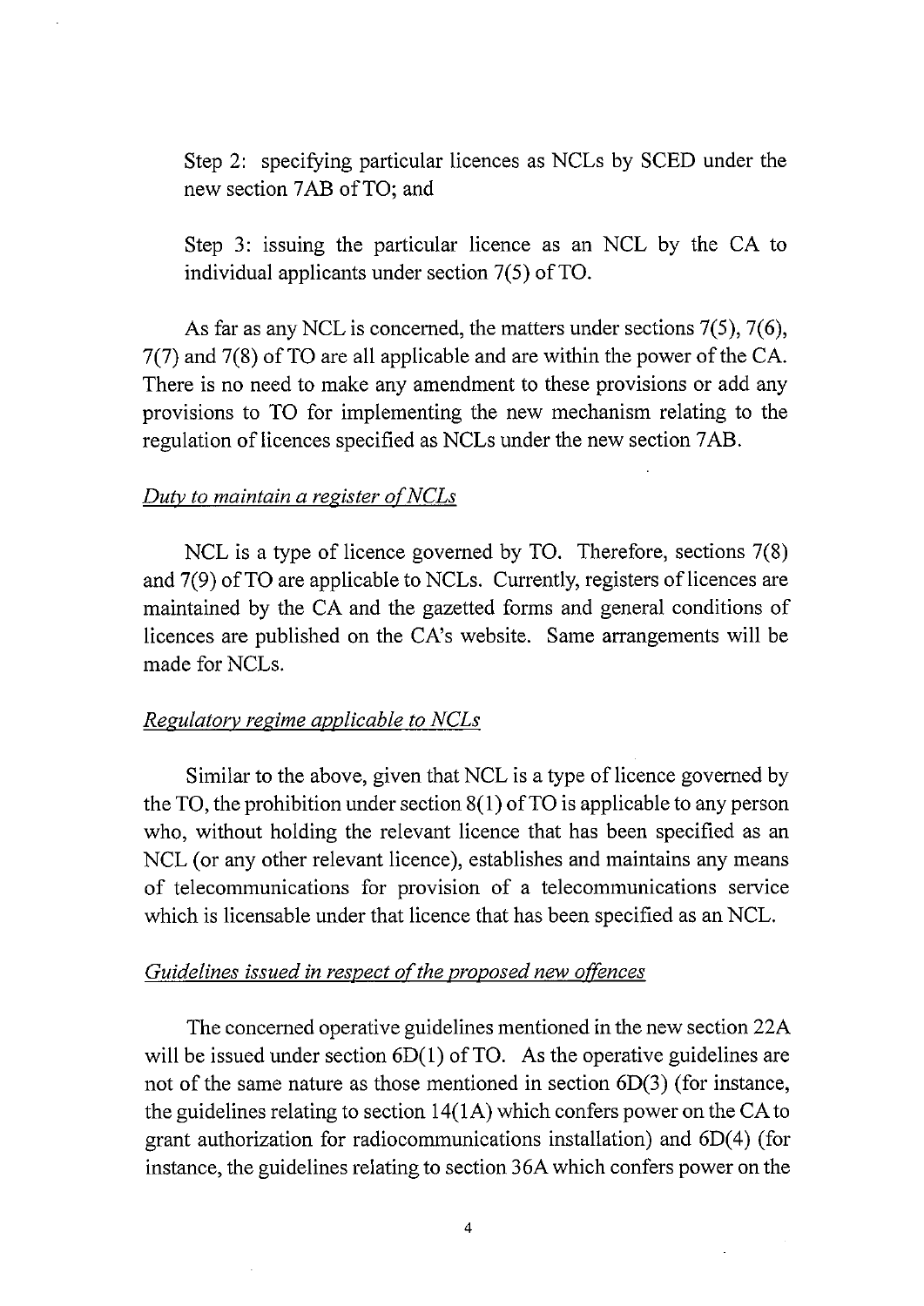Step 2: specifying particular licences as NCLs by SCED under the new section 7AB of TO; and

Step 3: issuing the particular licence as an NCL by the CA to individual applicants under section 7(5) of TO.

As far as any NCL is concerned, the matters under sections 7(5), 7(6), 7(7) and 7(8) of TO are all applicable and are within the power of the CA. There is no need to make any amendment to these provisions or add any provisions to TO for implementing the new mechanism relating to the regulation of licences specified as NCLs under the new section 7AB.

*Duty to maintain a register of NCLs*

NCL is a type of licence governed by TO. Therefore, sections 7(8) and 7(9) of TO are applicable to NCLs. Currently, registers of licences are maintained by the CA and the gazetted forms and general conditions of licences are published on the CA's website. Same arrangements will be made for NCLs.

*Regulatory regime applicable to NCLs*

Similar to the above, given that NCL is a type of licence governed by the TO, the prohibition under section 8(1) of TO is applicable to any person who, without holding the relevant licence that has been specified as an NCL (or any other relevant licence), establishes and maintains any means of telecommunications for provision of a telecommunications service which is licensable under that licence that has been specified as an NCL.

*Guidelines issued in respect of the proposed new offences*

The concerned operative guidelines mentioned in the new section 22A will be issued under section 6D(1) of TO. As the operative guidelines are not of the same nature as those mentioned in section 6D(3) (for instance, the guidelines relating to section 14(1A) which confers power on the CA to grant authorization for radiocommunications installation) and 6D(4) (for instance, the guidelines relating to section 36A which confers power on the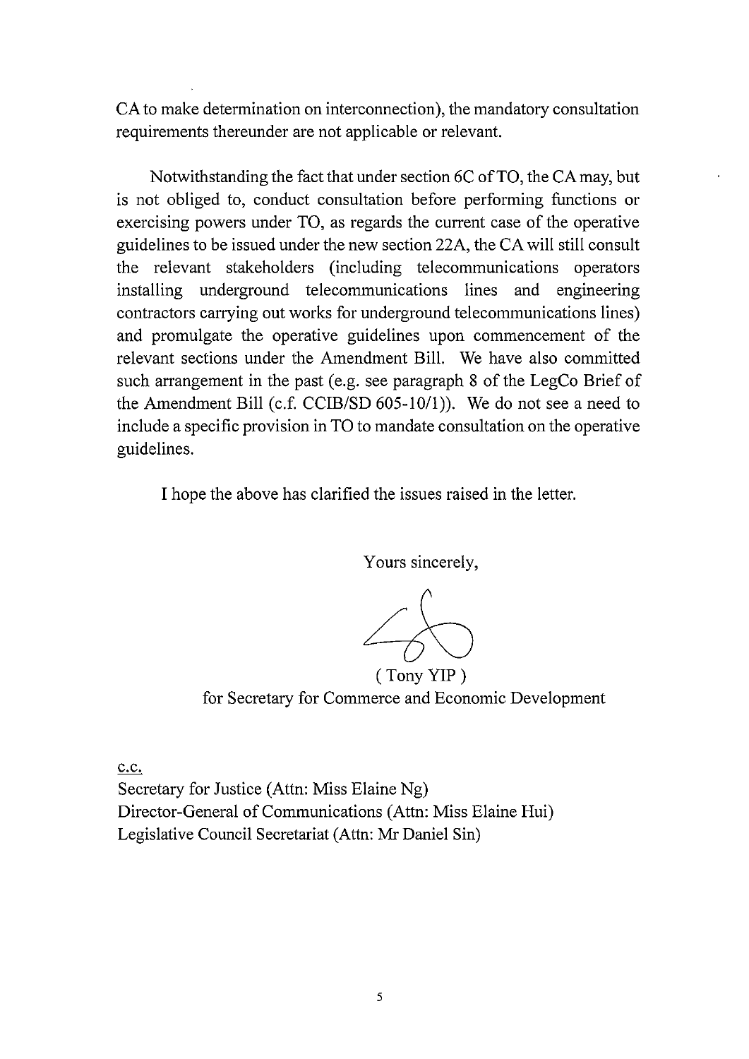CA to make determination on interconnection), the mandatory consultation requirements thereunder are not applicable or relevant.

Notwithstanding the fact that under section 6C of TO, the CA may, but is not obliged to, conduct consultation before performing functions or exercising powers under TO, as regards the current case of the operative guidelines to be issued under the new section 22A, the CA will still consult the relevant stakeholders (including telecommunications operators installing underground telecommunications lines and engineering contractors carrying out works for underground telecommunications lines) and promulgate the operative guidelines upon commencement of the relevant sections under the Amendment Bill. We have also committed such arrangement in the past (e.g. see paragraph 8 of the LegCo Brief of the Amendment Bill (c.f. CCIB/SD 605-10/1)). We do not see a need to include a specific provision in TO to mandate consultation on the operative guidelines.

I hope the above has clarified the issues raised in the letter.

Yours sincerely,

( Tony YIP )
for Secretary for Commerce and Economic Development

c.c.

Secretary for Justice (Attn: Miss Elaine Ng)
Director-General of Communications (Attn: Miss Elaine Hui)
Legislative Council Secretariat (Attn: Mr Daniel Sin)